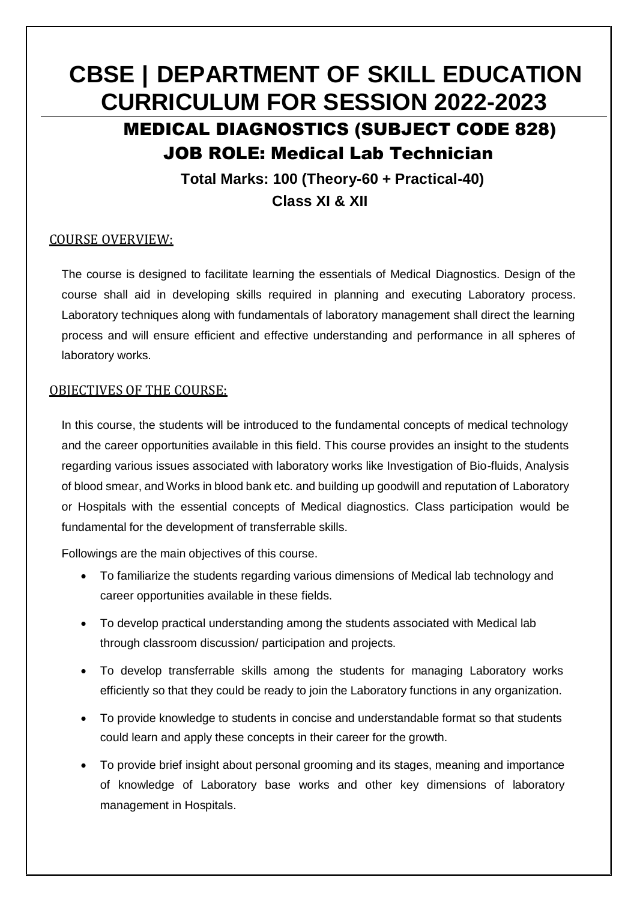# CBSE | DEPARTMENT OF SKILL EDUCATION CURRICULUM FOR SESSION 2022-2023

## MEDICAL DIAGNOSTICS (SUBJECT CODE 828)

## JOB ROLE: Medical Lab Technician

**Total Marks: 100 (Theory-60 + Practical-40)**

**Class XI & XII**

### COURSE OVERVIEW:

The course is designed to facilitate learning the essentials of Medical Diagnostics. Design of the course shall aid in developing skills required in planning and executing Laboratory process. Laboratory techniques along with fundamentals of laboratory management shall direct the learning process and will ensure efficient and effective understanding and performance in all spheres of laboratory works.

### OBJECTIVES OF THE COURSE:

In this course, the students will be introduced to the fundamental concepts of medical technology and the career opportunities available in this field. This course provides an insight to the students regarding various issues associated with laboratory works like Investigation of Bio-fluids, Analysis of blood smear, and Works in blood bank etc. and building up goodwill and reputation of Laboratory or Hospitals with the essential concepts of Medical diagnostics. Class participation would be fundamental for the development of transferrable skills.

Followings are the main objectives of this course.

- To familiarize the students regarding various dimensions of Medical lab technology and career opportunities available in these fields.
- To develop practical understanding among the students associated with Medical lab through classroom discussion/ participation and projects.
- To develop transferrable skills among the students for managing Laboratory works efficiently so that they could be ready to join the Laboratory functions in any organization.
- To provide knowledge to students in concise and understandable format so that students could learn and apply these concepts in their career for the growth.
- To provide brief insight about personal grooming and its stages, meaning and importance of knowledge of Laboratory base works and other key dimensions of laboratory management in Hospitals.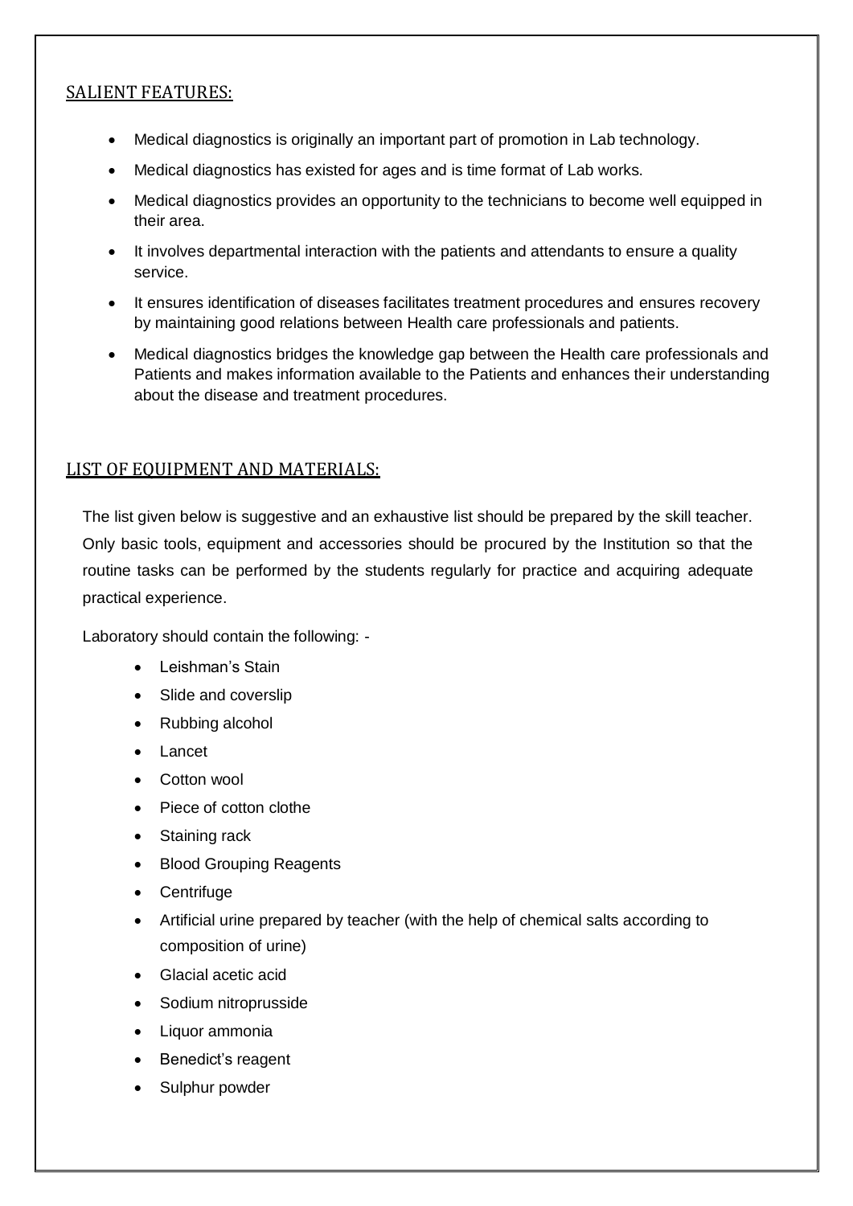## SALIENT FEATURES:

- Medical diagnostics is originally an important part of promotion in Lab technology.
- Medical diagnostics has existed for ages and is time format of Lab works.
- Medical diagnostics provides an opportunity to the technicians to become well equipped in their area.
- It involves departmental interaction with the patients and attendants to ensure a quality service.
- It ensures identification of diseases facilitates treatment procedures and ensures recovery by maintaining good relations between Health care professionals and patients.
- Medical diagnostics bridges the knowledge gap between the Health care professionals and Patients and makes information available to the Patients and enhances their understanding about the disease and treatment procedures.

## LIST OF EQUIPMENT AND MATERIALS:

The list given below is suggestive and an exhaustive list should be prepared by the skill teacher. Only basic tools, equipment and accessories should be procured by the Institution so that the routine tasks can be performed by the students regularly for practice and acquiring adequate practical experience.

Laboratory should contain the following: -

- Leishman's Stain
- Slide and coverslip
- Rubbing alcohol
- Lancet
- Cotton wool
- Piece of cotton clothe
- Staining rack
- Blood Grouping Reagents
- Centrifuge
- Artificial urine prepared by teacher (with the help of chemical salts according to composition of urine)
- Glacial acetic acid
- Sodium nitroprusside
- Liquor ammonia
- Benedict's reagent
- Sulphur powder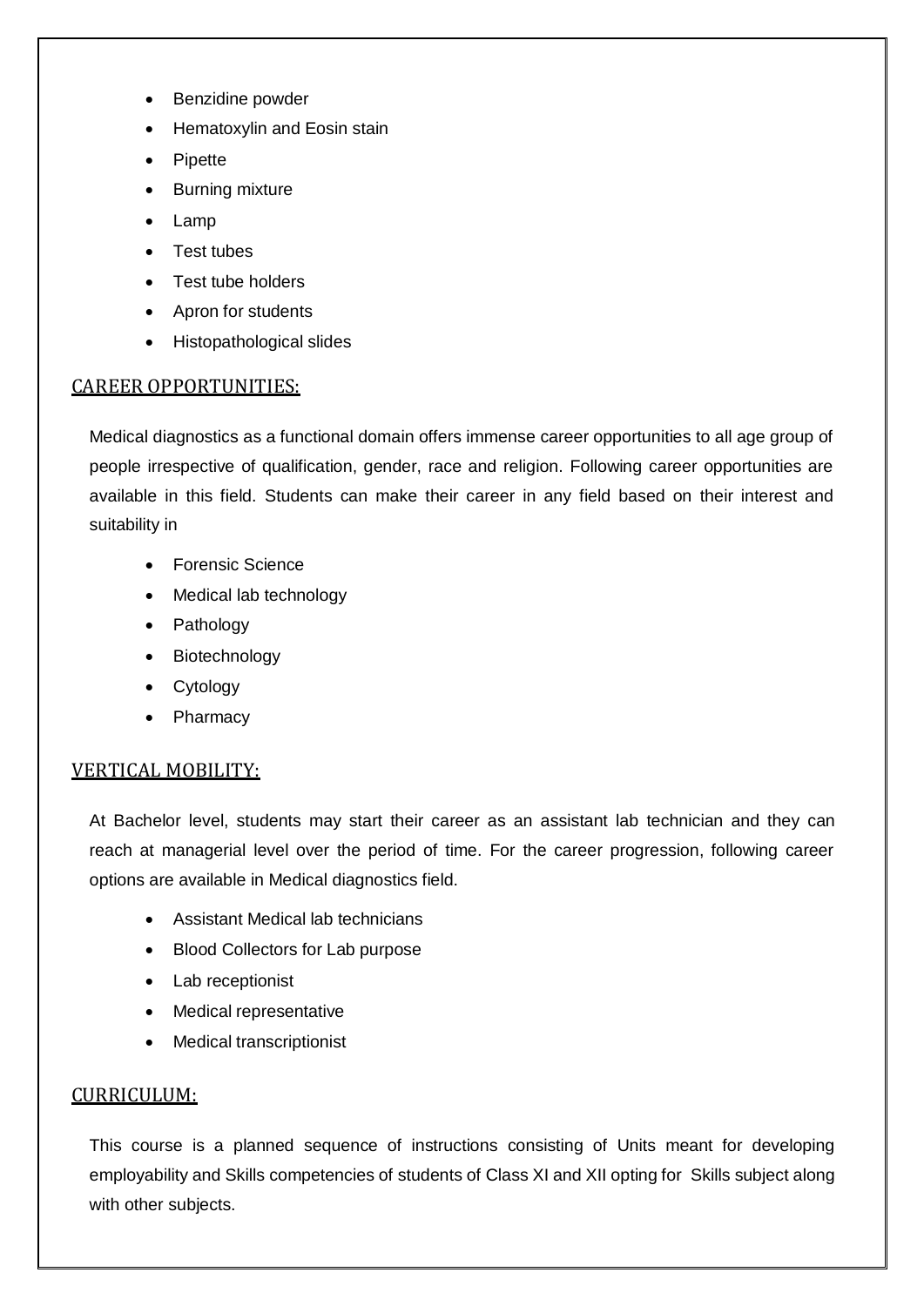- Benzidine powder
- Hematoxylin and Eosin stain
- Pipette
- Burning mixture
- Lamp
- Test tubes
- Test tube holders
- Apron for students
- Histopathological slides

## CAREER OPPORTUNITIES:

Medical diagnostics as a functional domain offers immense career opportunities to all age group of people irrespective of qualification, gender, race and religion. Following career opportunities are available in this field. Students can make their career in any field based on their interest and suitability in

- Forensic Science
- Medical lab technology
- Pathology
- Biotechnology
- Cytology
- Pharmacy

## VERTICAL MOBILITY:

At Bachelor level, students may start their career as an assistant lab technician and they can reach at managerial level over the period of time. For the career progression, following career options are available in Medical diagnostics field.

- Assistant Medical lab technicians
- Blood Collectors for Lab purpose
- Lab receptionist
- Medical representative
- Medical transcriptionist

## CURRICULUM:

This course is a planned sequence of instructions consisting of Units meant for developing employability and Skills competencies of students of Class XI and XII opting for Skills subject along with other subjects.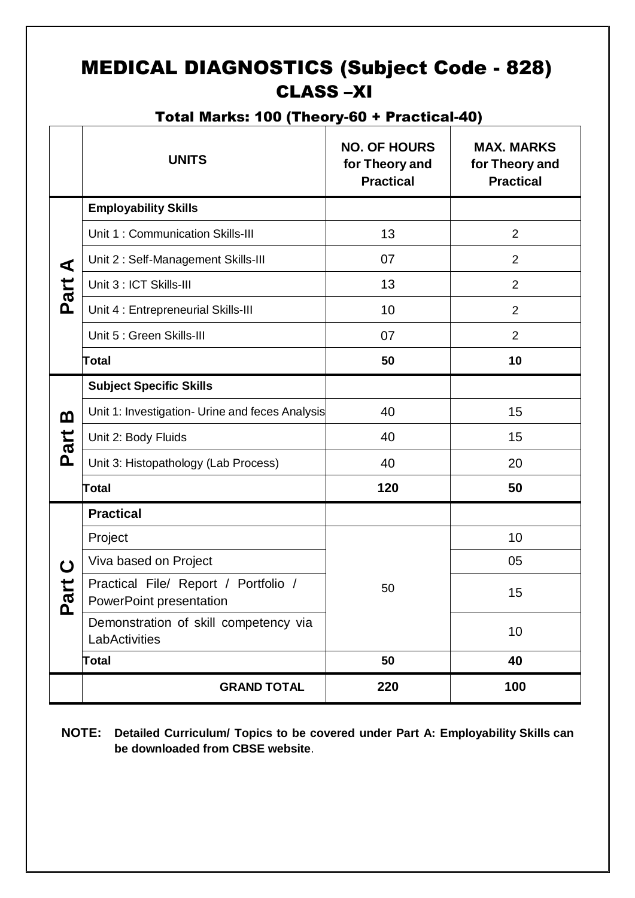# MEDICAL DIAGNOSTICS (Subject Code - 828)

## CLASS –XI

### Total Marks: 100 (Theory-60 + Practical-40)

| | UNITS | NO. OF HOURS for Theory and Practical | MAX. MARKS for Theory and Practical |
|---|---|---|---|
| Part A | **Employability Skills** | | |
| | Unit 1 : Communication Skills-III | 13 | 2 |
| | Unit 2 : Self-Management Skills-III | 07 | 2 |
| | Unit 3 : ICT Skills-III | 13 | 2 |
| | Unit 4 : Entrepreneurial Skills-III | 10 | 2 |
| | Unit 5 : Green Skills-III | 07 | 2 |
| | **Total** | **50** | **10** |
| Part B | **Subject Specific Skills** | | |
| | Unit 1: Investigation- Urine and feces Analysis | 40 | 15 |
| | Unit 2: Body Fluids | 40 | 15 |
| | Unit 3: Histopathology (Lab Process) | 40 | 20 |
| | **Total** | **120** | **50** |
| Part C | **Practical** | | |
| | Project | 50 | 10 |
| | Viva based on Project | | 05 |
| | Practical File/ Report / Portfolio / PowerPoint presentation | | 15 |
| | Demonstration of skill competency via LabActivities | | 10 |
| | **Total** | **50** | **40** |
| | **GRAND TOTAL** | **220** | **100** |

**NOTE: Detailed Curriculum/ Topics to be covered under Part A: Employability Skills can be downloaded from CBSE website**.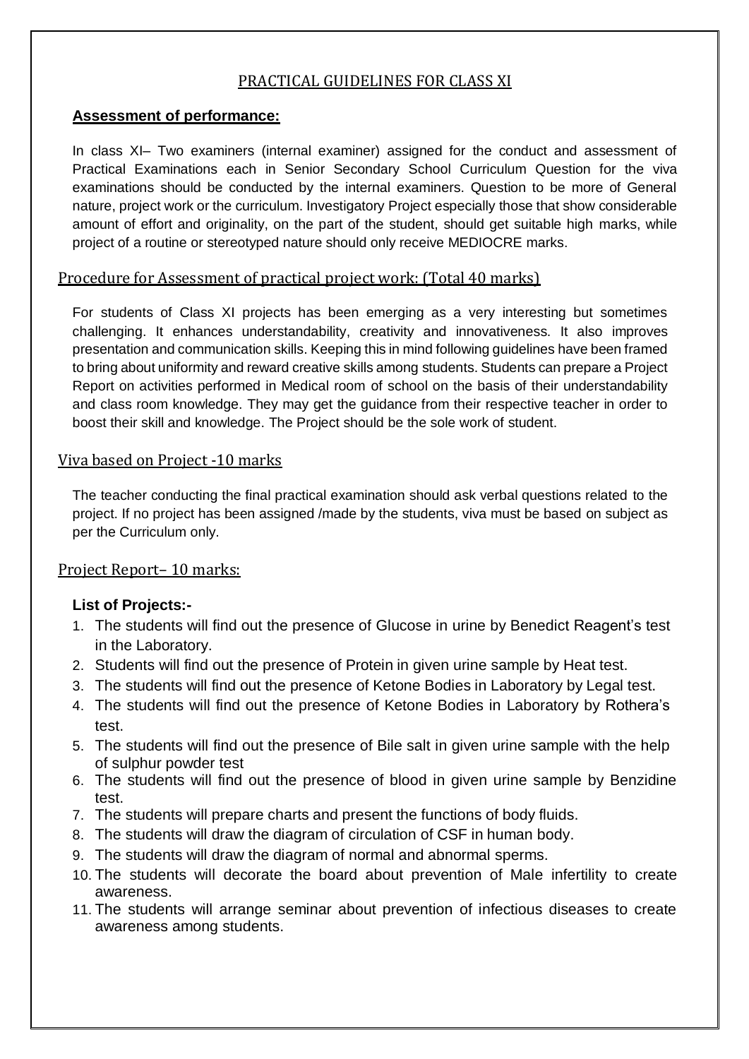# PRACTICAL GUIDELINES FOR CLASS XI

**Assessment of performance:**

In class XI– Two examiners (internal examiner) assigned for the conduct and assessment of Practical Examinations each in Senior Secondary School Curriculum Question for the viva examinations should be conducted by the internal examiners. Question to be more of General nature, project work or the curriculum. Investigatory Project especially those that show considerable amount of effort and originality, on the part of the student, should get suitable high marks, while project of a routine or stereotyped nature should only receive MEDIOCRE marks.

## Procedure for Assessment of practical project work: (Total 40 marks)

For students of Class XI projects has been emerging as a very interesting but sometimes challenging. It enhances understandability, creativity and innovativeness. It also improves presentation and communication skills. Keeping this in mind following guidelines have been framed to bring about uniformity and reward creative skills among students. Students can prepare a Project Report on activities performed in Medical room of school on the basis of their understandability and class room knowledge. They may get the guidance from their respective teacher in order to boost their skill and knowledge. The Project should be the sole work of student.

## Viva based on Project -10 marks

The teacher conducting the final practical examination should ask verbal questions related to the project. If no project has been assigned /made by the students, viva must be based on subject as per the Curriculum only.

## Project Report– 10 marks:

**List of Projects:-**

1. The students will find out the presence of Glucose in urine by Benedict Reagent's test in the Laboratory.
2. Students will find out the presence of Protein in given urine sample by Heat test.
3. The students will find out the presence of Ketone Bodies in Laboratory by Legal test.
4. The students will find out the presence of Ketone Bodies in Laboratory by Rothera's test.
5. The students will find out the presence of Bile salt in given urine sample with the help of sulphur powder test
6. The students will find out the presence of blood in given urine sample by Benzidine test.
7. The students will prepare charts and present the functions of body fluids.
8. The students will draw the diagram of circulation of CSF in human body.
9. The students will draw the diagram of normal and abnormal sperms.
10. The students will decorate the board about prevention of Male infertility to create awareness.
11. The students will arrange seminar about prevention of infectious diseases to create awareness among students.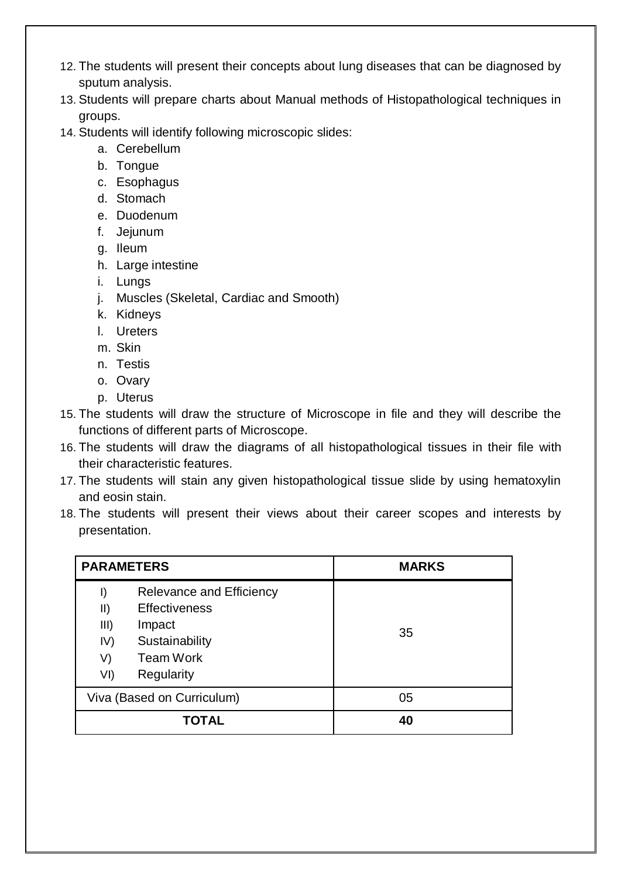12. The students will present their concepts about lung diseases that can be diagnosed by sputum analysis.
13. Students will prepare charts about Manual methods of Histopathological techniques in groups.
14. Students will identify following microscopic slides:
    a. Cerebellum
    b. Tongue
    c. Esophagus
    d. Stomach
    e. Duodenum
    f. Jejunum
    g. Ileum
    h. Large intestine
    i. Lungs
    j. Muscles (Skeletal, Cardiac and Smooth)
    k. Kidneys
    l. Ureters
    m. Skin
    n. Testis
    o. Ovary
    p. Uterus
15. The students will draw the structure of Microscope in file and they will describe the functions of different parts of Microscope.
16. The students will draw the diagrams of all histopathological tissues in their file with their characteristic features.
17. The students will stain any given histopathological tissue slide by using hematoxylin and eosin stain.
18. The students will present their views about their career scopes and interests by presentation.

| PARAMETERS | MARKS |
|---|---|
| I) Relevance and Efficiency<br>II) Effectiveness<br>III) Impact<br>IV) Sustainability<br>V) Team Work<br>VI) Regularity | 35 |
| Viva (Based on Curriculum) | 05 |
| **TOTAL** | **40** |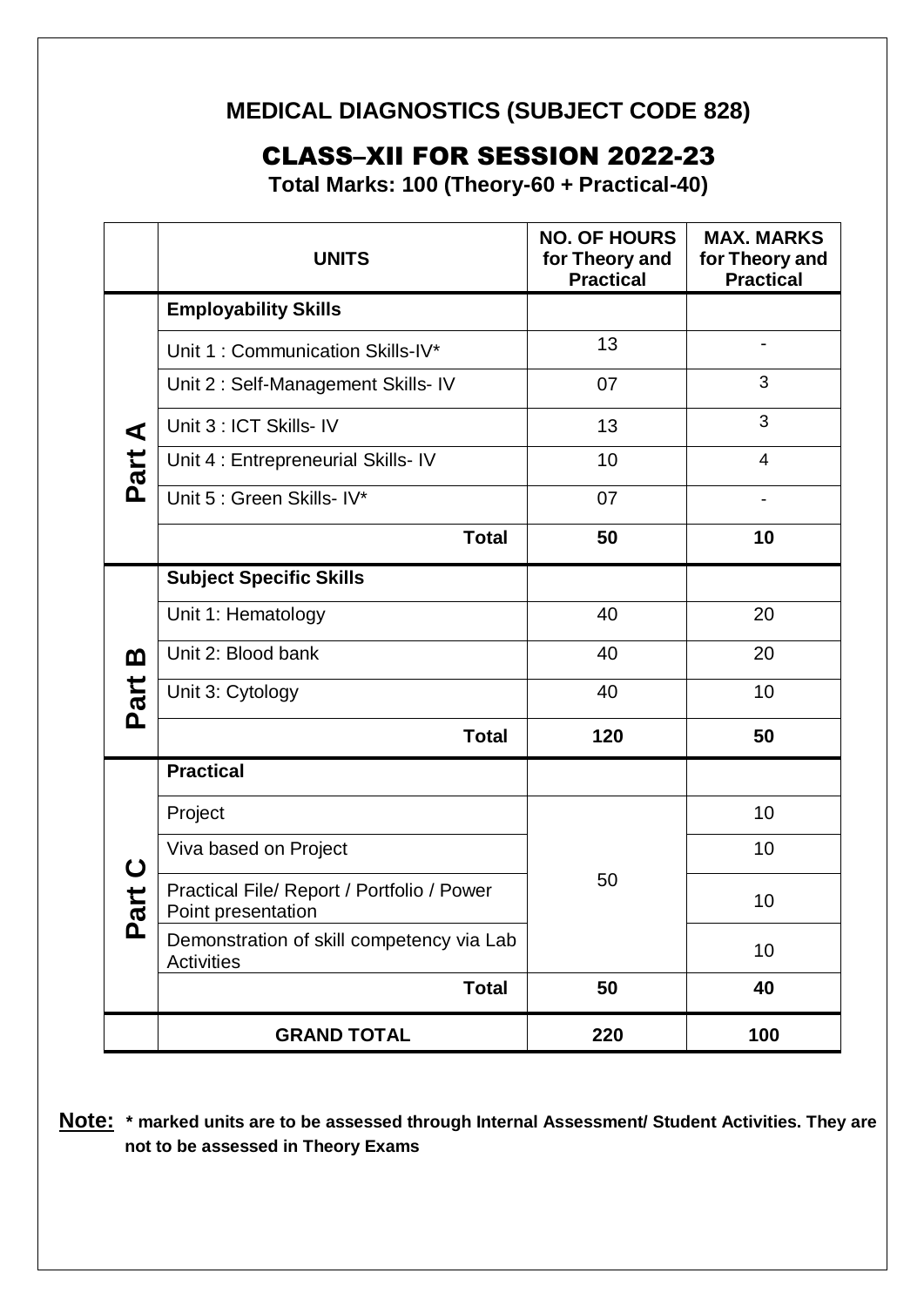# MEDICAL DIAGNOSTICS (SUBJECT CODE 828)

## CLASS–XII FOR SESSION 2022-23

**Total Marks: 100 (Theory-60 + Practical-40)**

| | UNITS | NO. OF HOURS for Theory and Practical | MAX. MARKS for Theory and Practical |
|---|---|---|---|
| Part A | **Employability Skills** | | |
| | Unit 1 : Communication Skills-IV* | 13 | - |
| | Unit 2 : Self-Management Skills- IV | 07 | 3 |
| | Unit 3 : ICT Skills- IV | 13 | 3 |
| | Unit 4 : Entrepreneurial Skills- IV | 10 | 4 |
| | Unit 5 : Green Skills- IV* | 07 | - |
| | **Total** | **50** | **10** |
| Part B | **Subject Specific Skills** | | |
| | Unit 1: Hematology | 40 | 20 |
| | Unit 2: Blood bank | 40 | 20 |
| | Unit 3: Cytology | 40 | 10 |
| | **Total** | **120** | **50** |
| Part C | **Practical** | | |
| | Project | 50 | 10 |
| | Viva based on Project | | 10 |
| | Practical File/ Report / Portfolio / Power Point presentation | | 10 |
| | Demonstration of skill competency via Lab Activities | | 10 |
| | **Total** | **50** | **40** |
| | **GRAND TOTAL** | **220** | **100** |

**Note: * marked units are to be assessed through Internal Assessment/ Student Activities. They are not to be assessed in Theory Exams**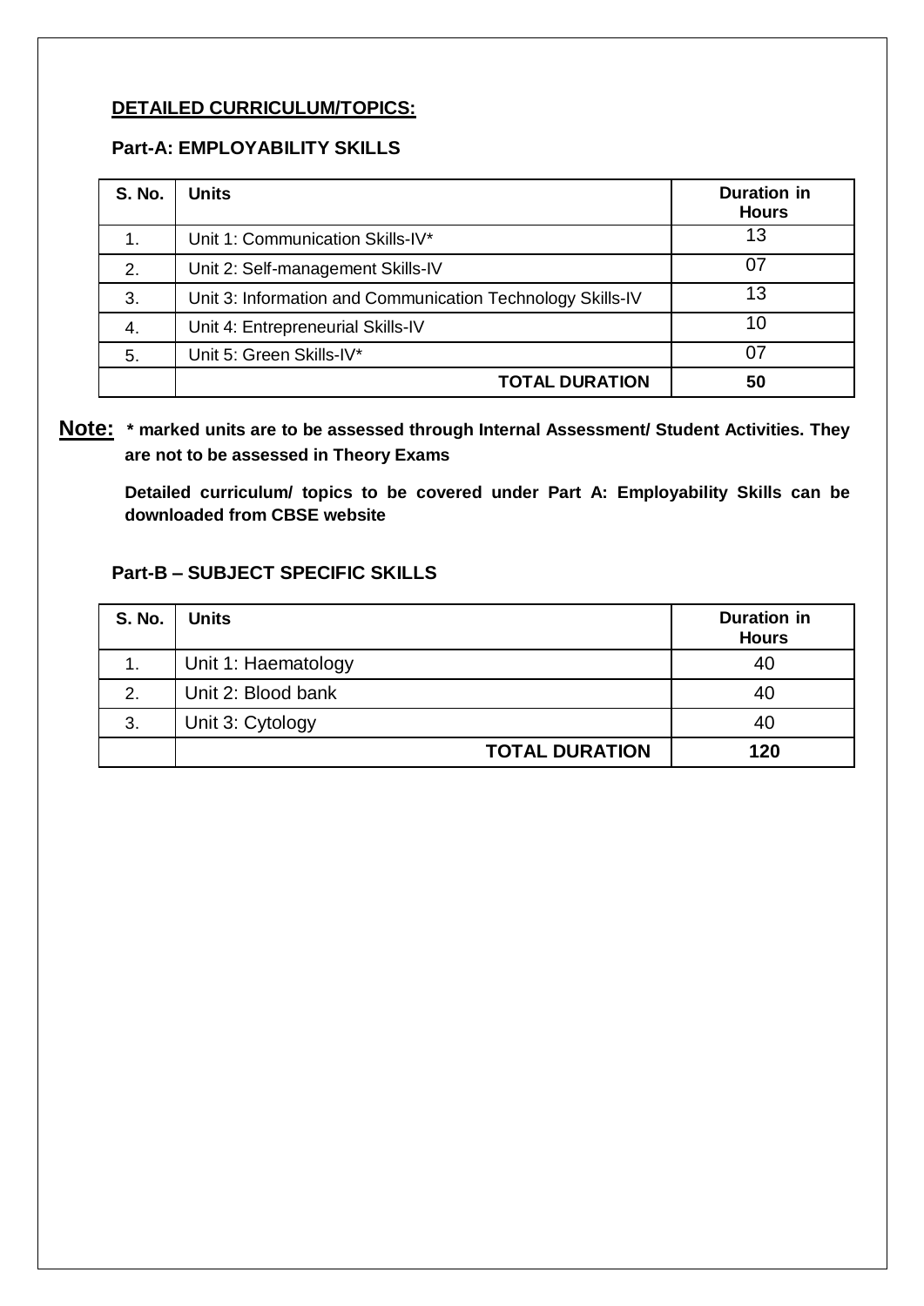## DETAILED CURRICULUM/TOPICS:

### Part-A: EMPLOYABILITY SKILLS

| S. No. | Units | Duration in Hours |
|---|---|---|
| 1. | Unit 1: Communication Skills-IV* | 13 |
| 2. | Unit 2: Self-management Skills-IV | 07 |
| 3. | Unit 3: Information and Communication Technology Skills-IV | 13 |
| 4. | Unit 4: Entrepreneurial Skills-IV | 10 |
| 5. | Unit 5: Green Skills-IV* | 07 |
| | **TOTAL DURATION** | **50** |

**Note: * marked units are to be assessed through Internal Assessment/ Student Activities. They are not to be assessed in Theory Exams**

**Detailed curriculum/ topics to be covered under Part A: Employability Skills can be downloaded from CBSE website**

### Part-B – SUBJECT SPECIFIC SKILLS

| S. No. | Units | Duration in Hours |
|---|---|---|
| 1. | Unit 1: Haematology | 40 |
| 2. | Unit 2: Blood bank | 40 |
| 3. | Unit 3: Cytology | 40 |
| | **TOTAL DURATION** | **120** |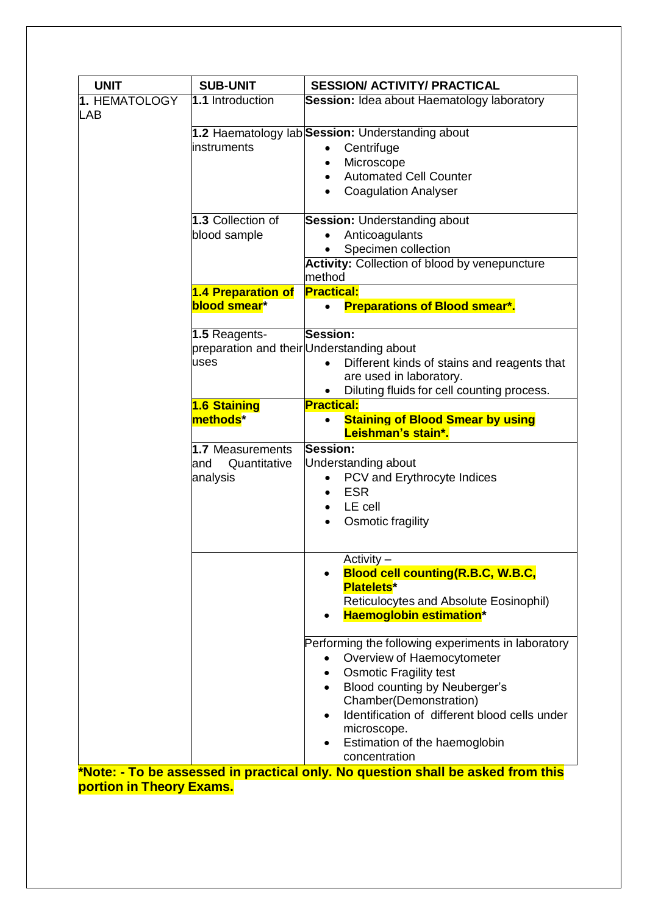| UNIT | SUB-UNIT | SESSION/ ACTIVITY/ PRACTICAL |
|---|---|---|
| **1.** HEMATOLOGY LAB | **1.1** Introduction | **Session:** Idea about Haematology laboratory |
| | **1.2** Haematology lab instruments | **Session:** Understanding about<br>• Centrifuge<br>• Microscope<br>• Automated Cell Counter<br>• Coagulation Analyser |
| | **1.3** Collection of blood sample | **Session:** Understanding about<br>• Anticoagulants<br>• Specimen collection |
| | | **Activity:** Collection of blood by venepuncture method |
| | **1.4 Preparation of blood smear*** | **Practical:**<br>• **Preparations of Blood smear*.** |
| | **1.5** Reagents-preparation and their uses | **Session:**<br>Understanding about<br>• Different kinds of stains and reagents that are used in laboratory.<br>• Diluting fluids for cell counting process. |
| | **1.6 Staining methods*** | **Practical:**<br>• **Staining of Blood Smear by using Leishman's stain*.** |
| | **1.7** Measurements and Quantitative analysis | **Session:**<br>Understanding about<br>• PCV and Erythrocyte Indices<br>• ESR<br>• LE cell<br>• Osmotic fragility |
| | | Activity –<br>• **Blood cell counting(R.B.C, W.B.C, Platelets***<br>Reticulocytes and Absolute Eosinophil)<br>• **Haemoglobin estimation*** |
| | | Performing the following experiments in laboratory<br>• Overview of Haemocytometer<br>• Osmotic Fragility test<br>• Blood counting by Neuberger's Chamber(Demonstration)<br>• Identification of different blood cells under microscope.<br>• Estimation of the haemoglobin concentration |

**\*Note: - To be assessed in practical only. No question shall be asked from this portion in Theory Exams.**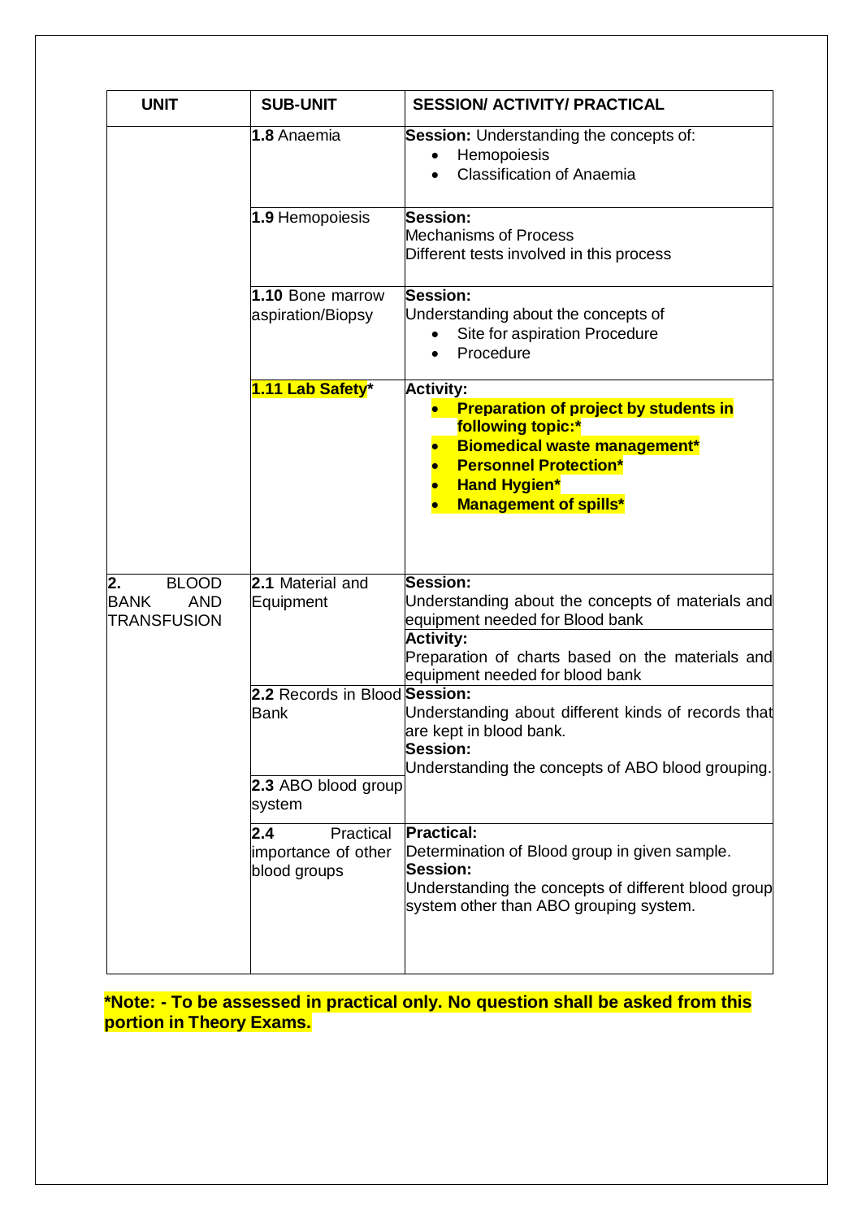| UNIT | SUB-UNIT | SESSION/ ACTIVITY/ PRACTICAL |
|---|---|---|
| | **1.8** Anaemia | **Session:** Understanding the concepts of:<br>• Hemopoiesis<br>• Classification of Anaemia |
| | **1.9** Hemopoiesis | **Session:**<br>Mechanisms of Process<br>Different tests involved in this process |
| | **1.10** Bone marrow aspiration/Biopsy | **Session:**<br>Understanding about the concepts of<br>• Site for aspiration Procedure<br>• Procedure |
| | **1.11 Lab Safety*** | **Activity:**<br>• **Preparation of project by students in following topic:***<br>• **Biomedical waste management***<br>• **Personnel Protection***<br>• **Hand Hygien***<br>• **Management of spills*** |
| **2.** BLOOD BANK AND TRANSFUSION | **2.1** Material and Equipment | **Session:**<br>Understanding about the concepts of materials and equipment needed for Blood bank<br>**Activity:**<br>Preparation of charts based on the materials and equipment needed for blood bank |
| | **2.2** Records in Blood Bank | **Session:**<br>Understanding about different kinds of records that are kept in blood bank. |
| | **2.3** ABO blood group system | **Session:**<br>Understanding the concepts of ABO blood grouping. |
| | **2.4** Practical importance of other blood groups | **Practical:**<br>Determination of Blood group in given sample.<br>**Session:**<br>Understanding the concepts of different blood group system other than ABO grouping system. |

***Note: - To be assessed in practical only. No question shall be asked from this portion in Theory Exams.**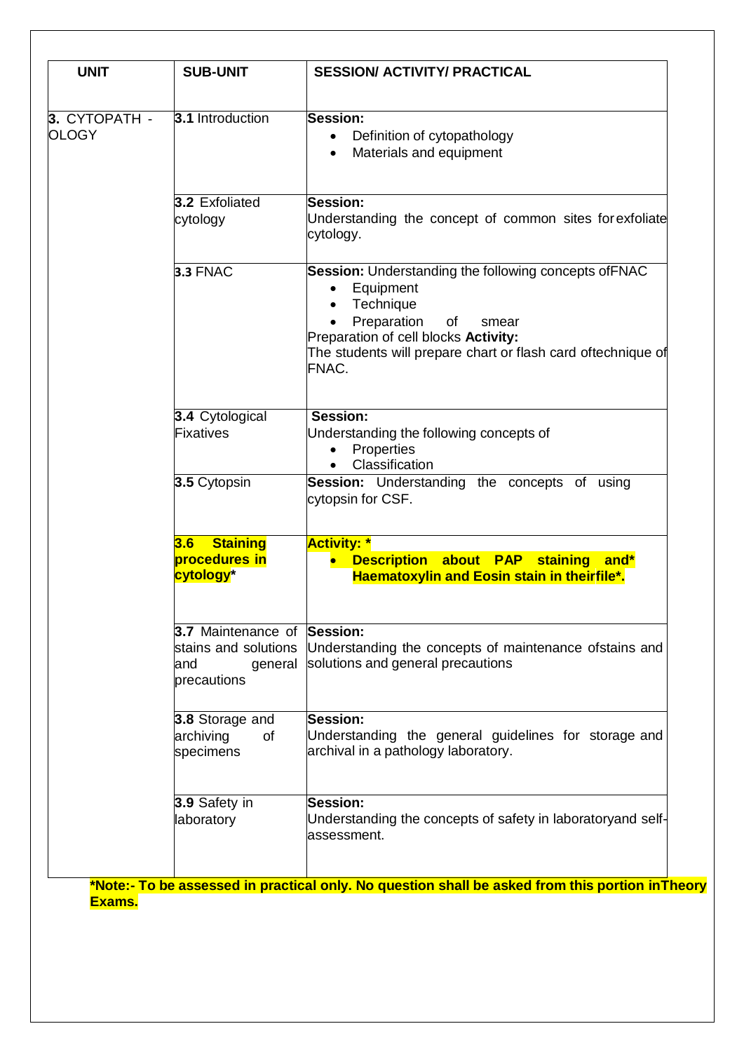| UNIT | SUB-UNIT | SESSION/ ACTIVITY/ PRACTICAL |
|---|---|---|
| **3.** CYTOPATH - OLOGY | **3.1** Introduction | **Session:**<br>• Definition of cytopathology<br>• Materials and equipment |
| | **3.2** Exfoliated cytology | **Session:**<br>Understanding the concept of common sites forexfoliate cytology. |
| | **3.3** FNAC | **Session:** Understanding the following concepts ofFNAC<br>• Equipment<br>• Technique<br>• Preparation of smear<br>Preparation of cell blocks **Activity:**<br>The students will prepare chart or flash card oftechnique of FNAC. |
| | **3.4** Cytological Fixatives | **Session:**<br>Understanding the following concepts of<br>• Properties<br>• Classification |
| | **3.5** Cytopsin | **Session:** Understanding the concepts of using cytopsin for CSF. |
| | **3.6 Staining procedures in cytology*** | **Activity: ***<br>• **Description about PAP staining and* Haematoxylin and Eosin stain in theirfile*.** |
| | **3.7** Maintenance of stains and solutions and general precautions | **Session:**<br>Understanding the concepts of maintenance ofstains and solutions and general precautions |
| | **3.8** Storage and archiving of specimens | **Session:**<br>Understanding the general guidelines for storage and archival in a pathology laboratory. |
| | **3.9** Safety in laboratory | **Session:**<br>Understanding the concepts of safety in laboratoryand self-assessment. |

**\*Note:- To be assessed in practical only. No question shall be asked from this portion inTheory Exams.**